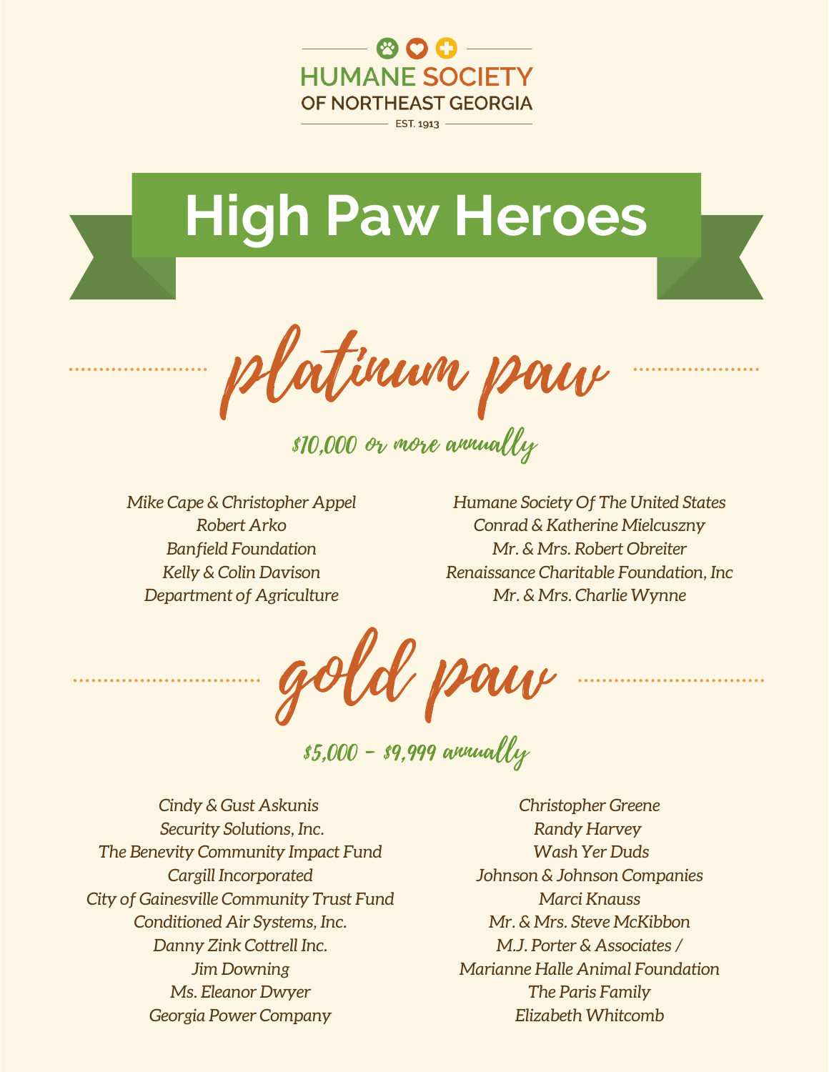HUMANE SOCIETY
OF NORTHEAST GEORGIA
EST. 1913

# High Paw Heroes

## platinum paw

$10,000 or more annually

*Mike Cape & Christopher Appel*
*Robert Arko*
*Banfield Foundation*
*Kelly & Colin Davison*
*Department of Agriculture*
*Humane Society Of The United States*
*Conrad & Katherine Mielcuszny*
*Mr. & Mrs. Robert Obreiter*
*Renaissance Charitable Foundation, Inc*
*Mr. & Mrs. Charlie Wynne*

## gold paw

$5,000 - $9,999 annually

*Cindy & Gust Askunis*
*Security Solutions, Inc.*
*The Benevity Community Impact Fund*
*Cargill Incorporated*
*City of Gainesville Community Trust Fund*
*Conditioned Air Systems, Inc.*
*Danny Zink Cottrell Inc.*
*Jim Downing*
*Ms. Eleanor Dwyer*
*Georgia Power Company*
*Christopher Greene*
*Randy Harvey*
*Wash Yer Duds*
*Johnson & Johnson Companies*
*Marci Knauss*
*Mr. & Mrs. Steve McKibbon*
*M.J. Porter & Associates / Marianne Halle Animal Foundation*
*The Paris Family*
*Elizabeth Whitcomb*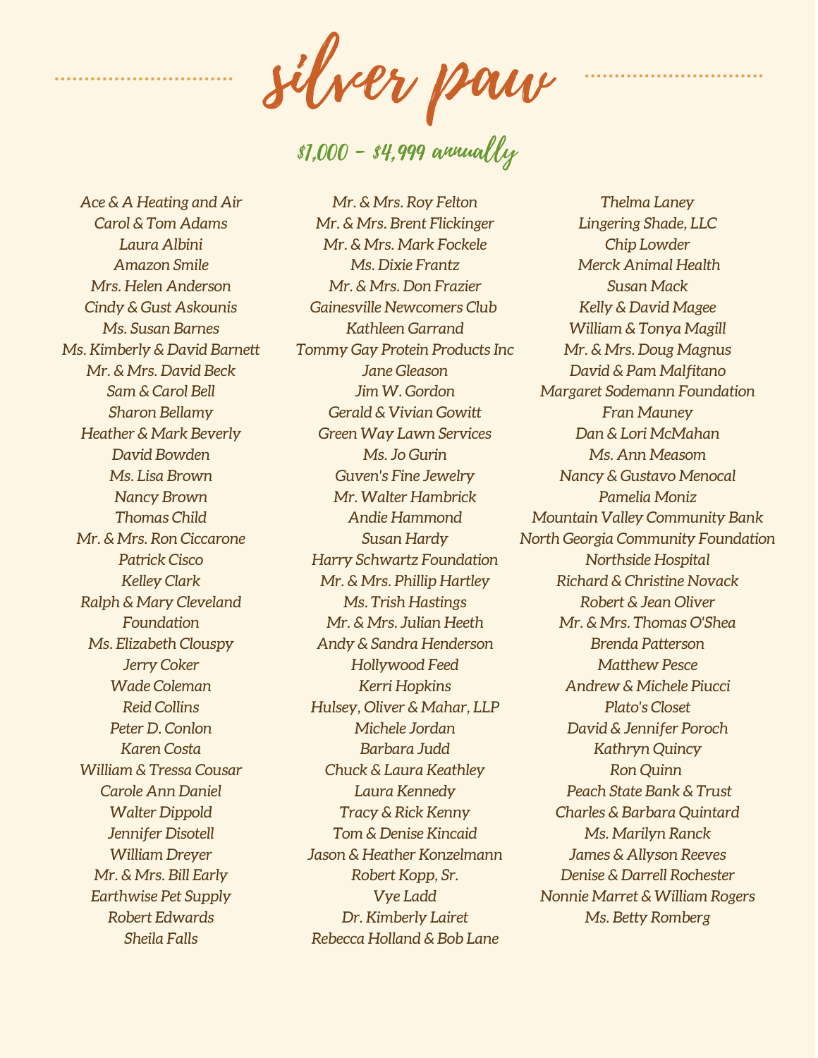# silver paw

## $1,000 - $4,999 annually

Ace & A Heating and Air
Carol & Tom Adams
Laura Albini
Amazon Smile
Mrs. Helen Anderson
Cindy & Gust Askounis
Ms. Susan Barnes
Ms. Kimberly & David Barnett
Mr. & Mrs. David Beck
Sam & Carol Bell
Sharon Bellamy
Heather & Mark Beverly
David Bowden
Ms. Lisa Brown
Nancy Brown
Thomas Child
Mr. & Mrs. Ron Ciccarone
Patrick Cisco
Kelley Clark
Ralph & Mary Cleveland Foundation
Ms. Elizabeth Clouspy
Jerry Coker
Wade Coleman
Reid Collins
Peter D. Conlon
Karen Costa
William & Tressa Cousar
Carole Ann Daniel
Walter Dippold
Jennifer Disotell
William Dreyer
Mr. & Mrs. Bill Early
Earthwise Pet Supply
Robert Edwards
Sheila Falls
Mr. & Mrs. Roy Felton
Mr. & Mrs. Brent Flickinger
Mr. & Mrs. Mark Fockele
Ms. Dixie Frantz
Mr. & Mrs. Don Frazier
Gainesville Newcomers Club
Kathleen Garrand
Tommy Gay Protein Products Inc
Jane Gleason
Jim W. Gordon
Gerald & Vivian Gowitt
Green Way Lawn Services
Ms. Jo Gurin
Guven's Fine Jewelry
Mr. Walter Hambrick
Andie Hammond
Susan Hardy
Harry Schwartz Foundation
Mr. & Mrs. Phillip Hartley
Ms. Trish Hastings
Mr. & Mrs. Julian Heeth
Andy & Sandra Henderson
Hollywood Feed
Kerri Hopkins
Hulsey, Oliver & Mahar, LLP
Michele Jordan
Barbara Judd
Chuck & Laura Keathley
Laura Kennedy
Tracy & Rick Kenny
Tom & Denise Kincaid
Jason & Heather Konzelmann
Robert Kopp, Sr.
Vye Ladd
Dr. Kimberly Lairet
Rebecca Holland & Bob Lane
Thelma Laney
Lingering Shade, LLC
Chip Lowder
Merck Animal Health
Susan Mack
Kelly & David Magee
William & Tonya Magill
Mr. & Mrs. Doug Magnus
David & Pam Malfitano
Margaret Sodemann Foundation
Fran Mauney
Dan & Lori McMahan
Ms. Ann Measom
Nancy & Gustavo Menocal
Pamelia Moniz
Mountain Valley Community Bank
North Georgia Community Foundation
Northside Hospital
Richard & Christine Novack
Robert & Jean Oliver
Mr. & Mrs. Thomas O'Shea
Brenda Patterson
Matthew Pesce
Andrew & Michele Piucci
Plato's Closet
David & Jennifer Poroch
Kathryn Quincy
Ron Quinn
Peach State Bank & Trust
Charles & Barbara Quintard
Ms. Marilyn Ranck
James & Allyson Reeves
Denise & Darrell Rochester
Nonnie Marret & William Rogers
Ms. Betty Romberg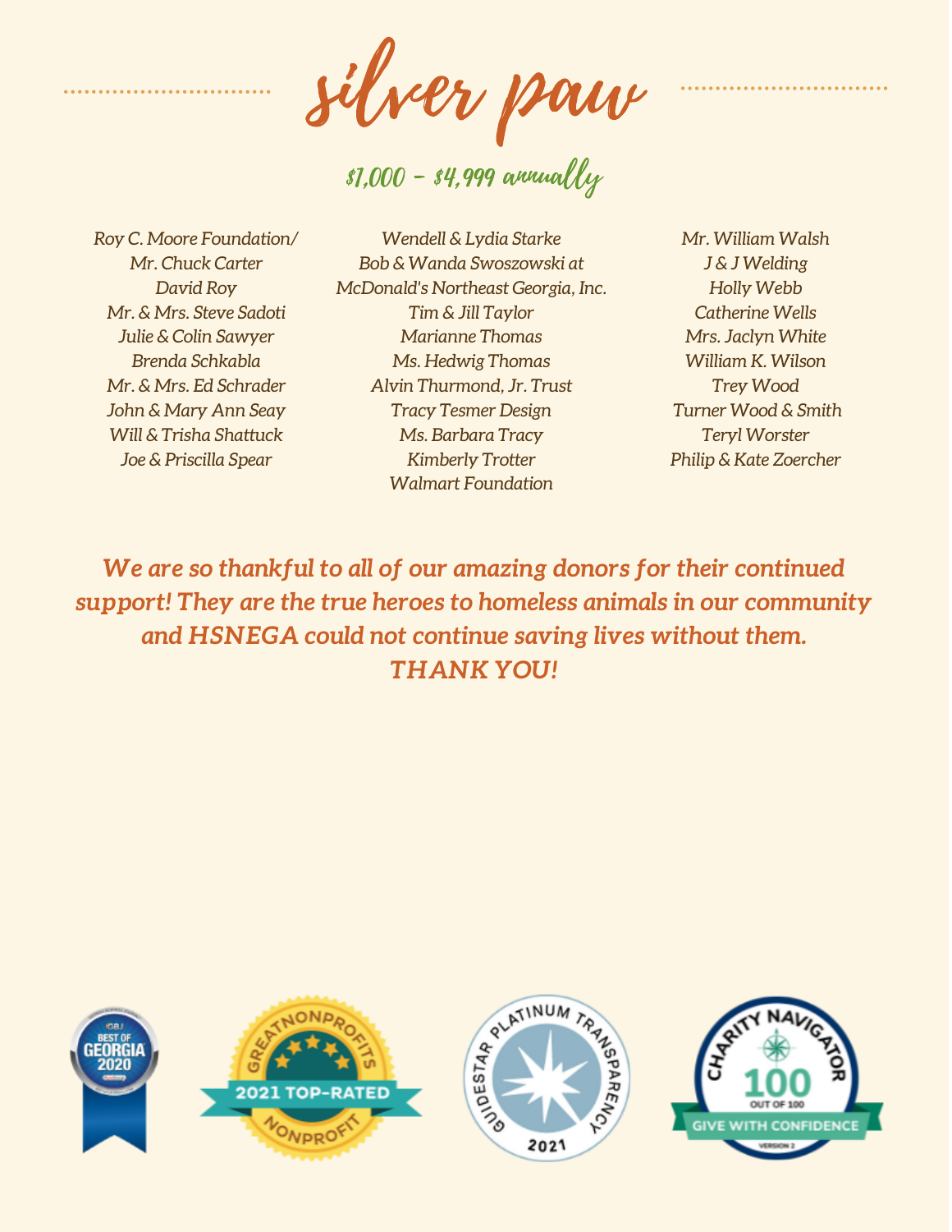# silver paw

## $1,000 - $4,999 annually

*Roy C. Moore Foundation/*
*Mr. Chuck Carter*
*David Roy*
*Mr. & Mrs. Steve Sadoti*
*Julie & Colin Sawyer*
*Brenda Schkabla*
*Mr. & Mrs. Ed Schrader*
*John & Mary Ann Seay*
*Will & Trisha Shattuck*
*Joe & Priscilla Spear*
*Wendell & Lydia Starke*
*Bob & Wanda Swoszowski at*
*McDonald's Northeast Georgia, Inc.*
*Tim & Jill Taylor*
*Marianne Thomas*
*Ms. Hedwig Thomas*
*Alvin Thurmond, Jr. Trust*
*Tracy Tesmer Design*
*Ms. Barbara Tracy*
*Kimberly Trotter*
*Walmart Foundation*
*Mr. William Walsh*
*J & J Welding*
*Holly Webb*
*Catherine Wells*
*Mrs. Jaclyn White*
*William K. Wilson*
*Trey Wood*
*Turner Wood & Smith*
*Teryl Worster*
*Philip & Kate Zoercher*

***We are so thankful to all of our amazing donors for their continued support! They are the true heroes to homeless animals in our community and HSNEGA could not continue saving lives without them. THANK YOU!***

GBJ BEST OF GEORGIA 2020

GREATNONPROFITS 2021 TOP-RATED NONPROFIT

GUIDESTAR PLATINUM TRANSPARENCY 2021

CHARITY NAVIGATOR 100 OUT OF 100 GIVE WITH CONFIDENCE VERSION 2